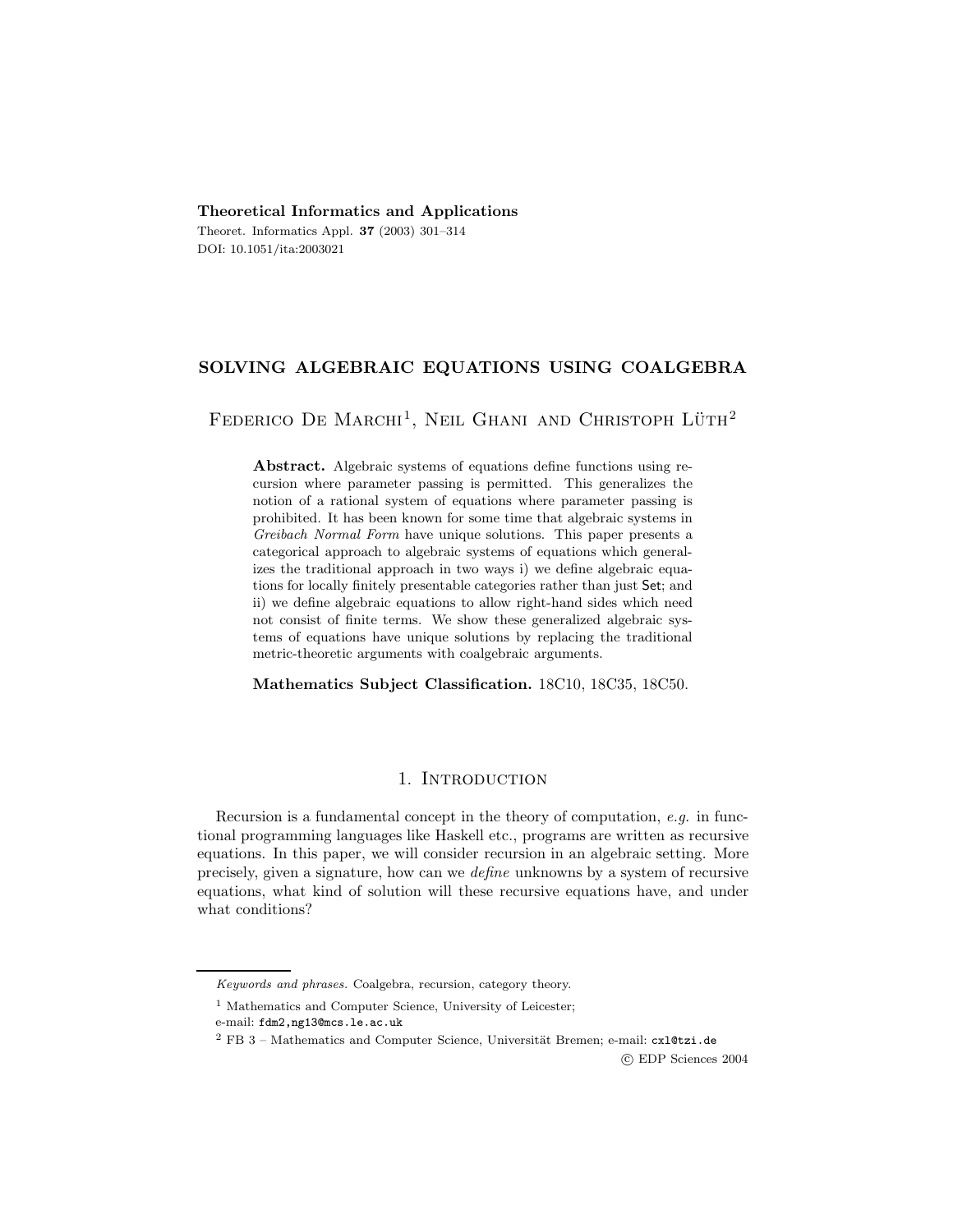**Theoretical Informatics and Applications**

Theoret. Informatics Appl. **37** (2003) 301–314
DOI: 10.1051/ita:2003021

# SOLVING ALGEBRAIC EQUATIONS USING COALGEBRA

Federico De Marchi[1], Neil Ghani and Christoph Lüth[2]

**Abstract.** Algebraic systems of equations define functions using recursion where parameter passing is permitted. This generalizes the notion of a rational system of equations where parameter passing is prohibited. It has been known for some time that algebraic systems in *Greibach Normal Form* have unique solutions. This paper presents a categorical approach to algebraic systems of equations which generalizes the traditional approach in two ways i) we define algebraic equations for locally finitely presentable categories rather than just Set; and ii) we define algebraic equations to allow right-hand sides which need not consist of finite terms. We show these generalized algebraic systems of equations have unique solutions by replacing the traditional metric-theoretic arguments with coalgebraic arguments.

**Mathematics Subject Classification.** 18C10, 18C35, 18C50.

## 1. Introduction

Recursion is a fundamental concept in the theory of computation, *e.g.* in functional programming languages like Haskell etc., programs are written as recursive equations. In this paper, we will consider recursion in an algebraic setting. More precisely, given a signature, how can we *define* unknowns by a system of recursive equations, what kind of solution will these recursive equations have, and under what conditions?

---

*Keywords and phrases.* Coalgebra, recursion, category theory.

[1] Mathematics and Computer Science, University of Leicester; e-mail: fdm2,ng13@mcs.le.ac.uk

[2] FB 3 – Mathematics and Computer Science, Universität Bremen; e-mail: cxl@tzi.de

© EDP Sciences 2004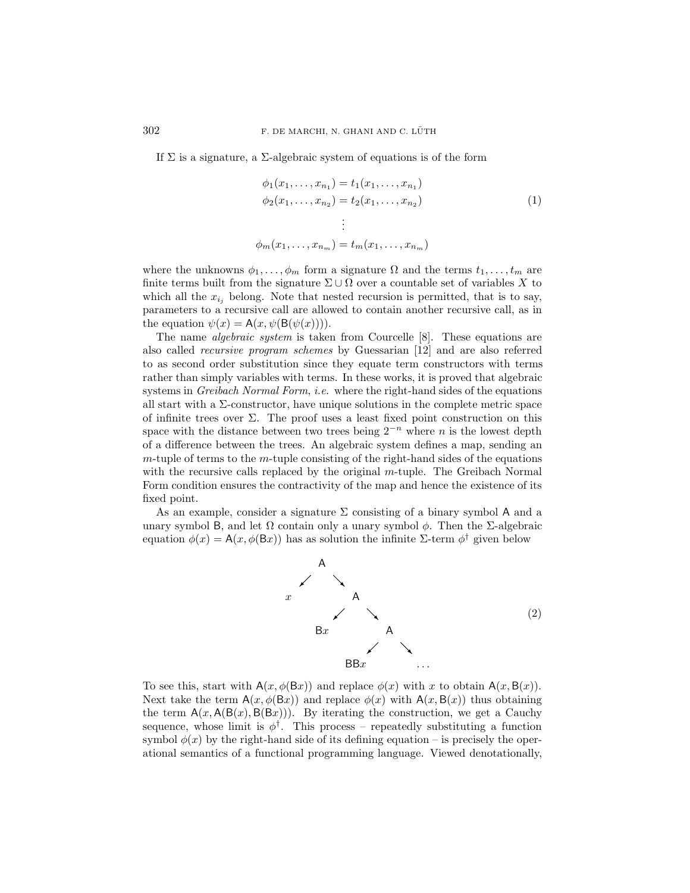If $\Sigma$ is a signature, a $\Sigma$-algebraic system of equations is of the form

$$
\begin{aligned}
\phi_1(x_1, \ldots, x_{n_1}) &= t_1(x_1, \ldots, x_{n_1}) \\
\phi_2(x_1, \ldots, x_{n_2}) &= t_2(x_1, \ldots, x_{n_2}) \\
&\vdots \\
\phi_m(x_1, \ldots, x_{n_m}) &= t_m(x_1, \ldots, x_{n_m})
\end{aligned}
\tag{1}
$$

where the unknowns $\phi_1, \ldots, \phi_m$ form a signature $\Omega$ and the terms $t_1, \ldots, t_m$ are finite terms built from the signature $\Sigma \cup \Omega$ over a countable set of variables $X$ to which all the $x_{i_j}$ belong. Note that nested recursion is permitted, that is to say, parameters to a recursive call are allowed to contain another recursive call, as in the equation $\psi(x) = \mathsf{A}(x, \psi(\mathsf{B}(\psi(x))))$.

The name *algebraic system* is taken from Courcelle [8]. These equations are also called *recursive program schemes* by Guessarian [12] and are also referred to as second order substitution since they equate term constructors with terms rather than simply variables with terms. In these works, it is proved that algebraic systems in *Greibach Normal Form*, *i.e.* where the right-hand sides of the equations all start with a $\Sigma$-constructor, have unique solutions in the complete metric space of infinite trees over $\Sigma$. The proof uses a least fixed point construction on this space with the distance between two trees being $2^{-n}$ where $n$ is the lowest depth of a difference between the trees. An algebraic system defines a map, sending an $m$-tuple of terms to the $m$-tuple consisting of the right-hand sides of the equations with the recursive calls replaced by the original $m$-tuple. The Greibach Normal Form condition ensures the contractivity of the map and hence the existence of its fixed point.

As an example, consider a signature $\Sigma$ consisting of a binary symbol $\mathsf{A}$ and a unary symbol $\mathsf{B}$, and let $\Omega$ contain only a unary symbol $\phi$. Then the $\Sigma$-algebraic equation $\phi(x) = \mathsf{A}(x, \phi(\mathsf{B}x))$ has as solution the infinite $\Sigma$-term $\phi^\dagger$ given below

```
        A
       / \
      x   A
         / \
       Bx   A
           / \
        BBx   ...
```
(2)

To see this, start with $\mathsf{A}(x, \phi(\mathsf{B}x))$ and replace $\phi(x)$ with $x$ to obtain $\mathsf{A}(x, \mathsf{B}(x))$. Next take the term $\mathsf{A}(x, \phi(\mathsf{B}x))$ and replace $\phi(x)$ with $\mathsf{A}(x, \mathsf{B}(x))$ thus obtaining the term $\mathsf{A}(x, \mathsf{A}(\mathsf{B}(x), \mathsf{B}(\mathsf{B}x)))$. By iterating the construction, we get a Cauchy sequence, whose limit is $\phi^\dagger$. This process – repeatedly substituting a function symbol $\phi(x)$ by the right-hand side of its defining equation – is precisely the operational semantics of a functional programming language. Viewed denotationally,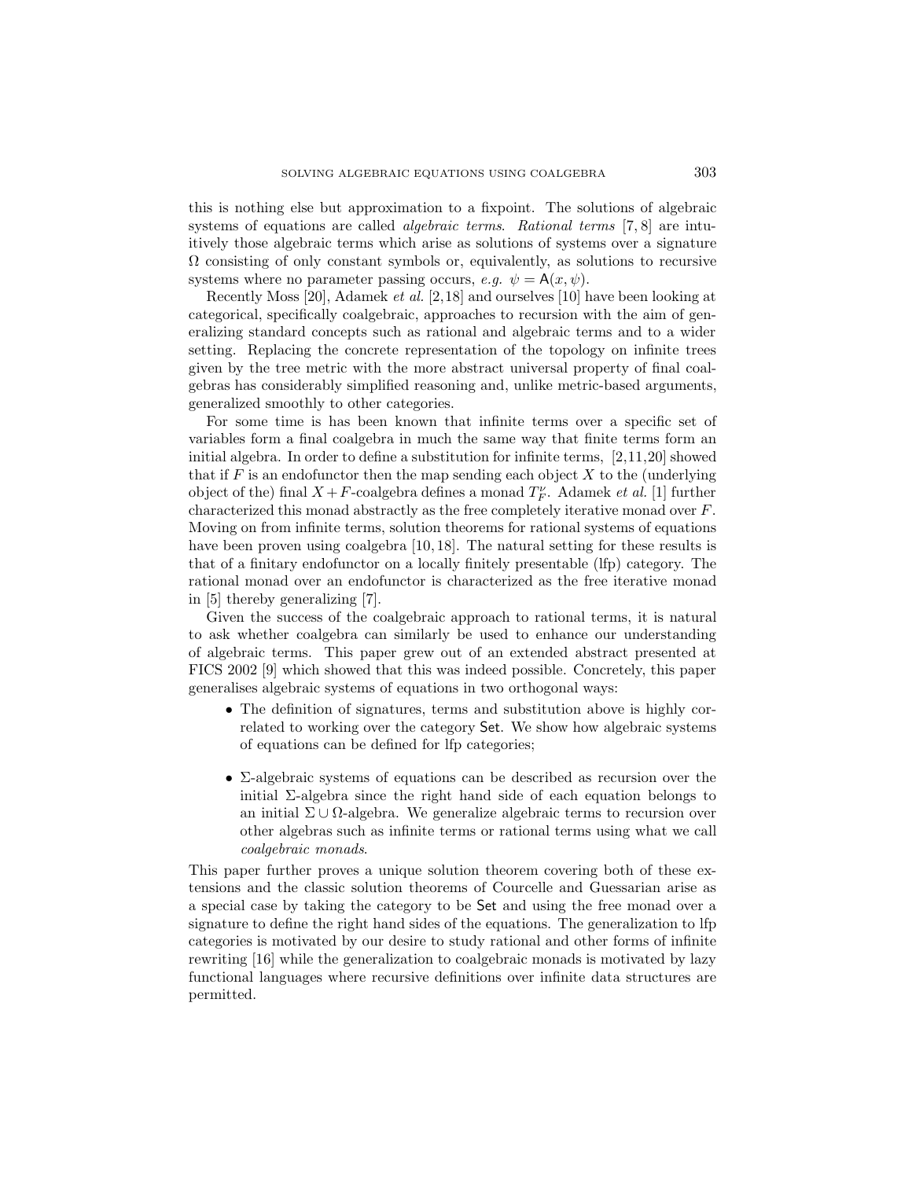this is nothing else but approximation to a fixpoint. The solutions of algebraic systems of equations are called *algebraic terms*. *Rational terms* [7, 8] are intuitively those algebraic terms which arise as solutions of systems over a signature $\Omega$ consisting of only constant symbols or, equivalently, as solutions to recursive systems where no parameter passing occurs, *e.g.* $\psi = \mathsf{A}(x, \psi)$.

Recently Moss [20], Adamek *et al.* [2,18] and ourselves [10] have been looking at categorical, specifically coalgebraic, approaches to recursion with the aim of generalizing standard concepts such as rational and algebraic terms and to a wider setting. Replacing the concrete representation of the topology on infinite trees given by the tree metric with the more abstract universal property of final coalgebras has considerably simplified reasoning and, unlike metric-based arguments, generalized smoothly to other categories.

For some time is has been known that infinite terms over a specific set of variables form a final coalgebra in much the same way that finite terms form an initial algebra. In order to define a substitution for infinite terms, [2,11,20] showed that if $F$ is an endofunctor then the map sending each object $X$ to the (underlying object of the) final $X + F$-coalgebra defines a monad $T^{\nu}_{F}$. Adamek *et al.* [1] further characterized this monad abstractly as the free completely iterative monad over $F$. Moving on from infinite terms, solution theorems for rational systems of equations have been proven using coalgebra [10, 18]. The natural setting for these results is that of a finitary endofunctor on a locally finitely presentable (lfp) category. The rational monad over an endofunctor is characterized as the free iterative monad in [5] thereby generalizing [7].

Given the success of the coalgebraic approach to rational terms, it is natural to ask whether coalgebra can similarly be used to enhance our understanding of algebraic terms. This paper grew out of an extended abstract presented at FICS 2002 [9] which showed that this was indeed possible. Concretely, this paper generalises algebraic systems of equations in two orthogonal ways:

- The definition of signatures, terms and substitution above is highly correlated to working over the category $\mathsf{Set}$. We show how algebraic systems of equations can be defined for lfp categories;
- $\Sigma$-algebraic systems of equations can be described as recursion over the initial $\Sigma$-algebra since the right hand side of each equation belongs to an initial $\Sigma \cup \Omega$-algebra. We generalize algebraic terms to recursion over other algebras such as infinite terms or rational terms using what we call *coalgebraic monads*.

This paper further proves a unique solution theorem covering both of these extensions and the classic solution theorems of Courcelle and Guessarian arise as a special case by taking the category to be $\mathsf{Set}$ and using the free monad over a signature to define the right hand sides of the equations. The generalization to lfp categories is motivated by our desire to study rational and other forms of infinite rewriting [16] while the generalization to coalgebraic monads is motivated by lazy functional languages where recursive definitions over infinite data structures are permitted.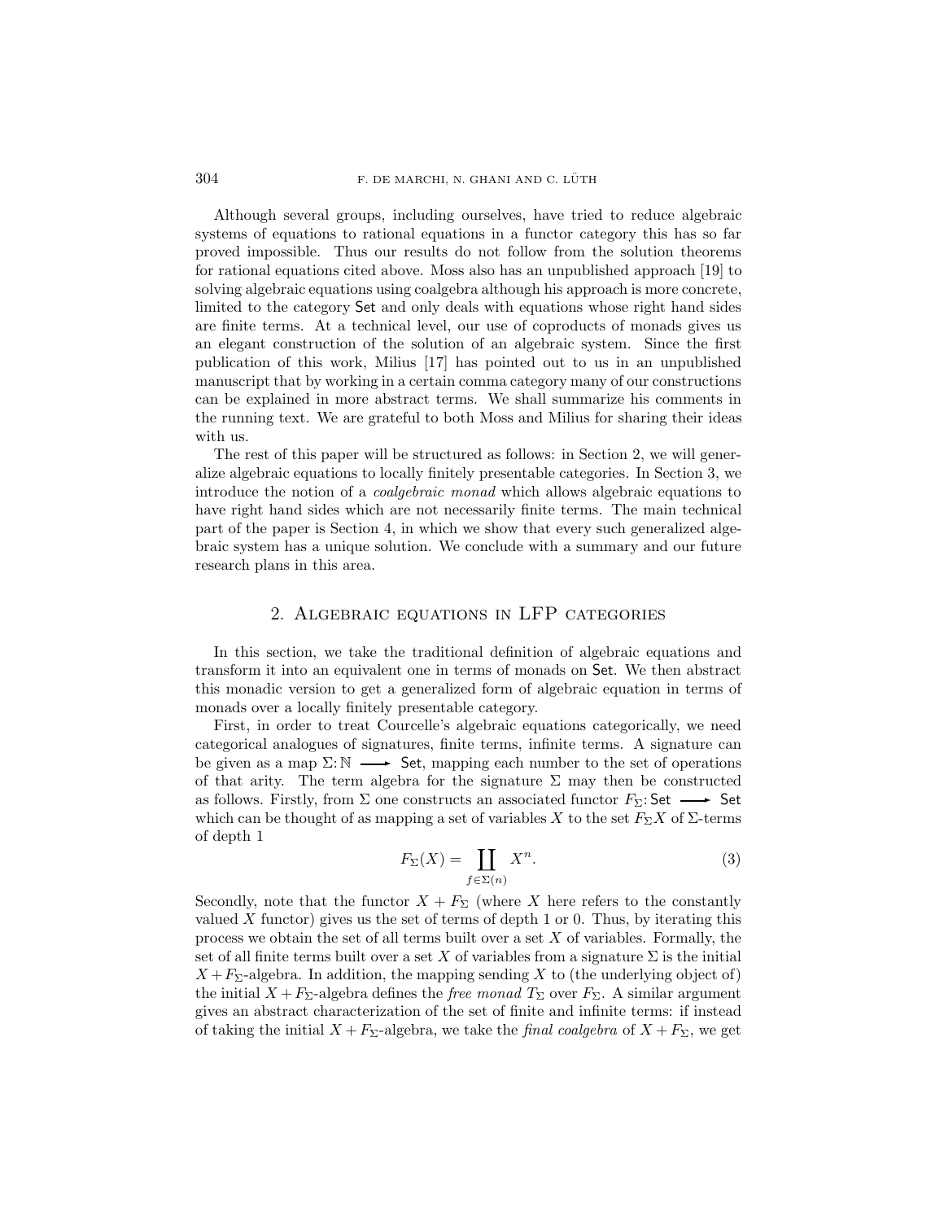Although several groups, including ourselves, have tried to reduce algebraic systems of equations to rational equations in a functor category this has so far proved impossible. Thus our results do not follow from the solution theorems for rational equations cited above. Moss also has an unpublished approach [19] to solving algebraic equations using coalgebra although his approach is more concrete, limited to the category $\mathsf{Set}$ and only deals with equations whose right hand sides are finite terms. At a technical level, our use of coproducts of monads gives us an elegant construction of the solution of an algebraic system. Since the first publication of this work, Milius [17] has pointed out to us in an unpublished manuscript that by working in a certain comma category many of our constructions can be explained in more abstract terms. We shall summarize his comments in the running text. We are grateful to both Moss and Milius for sharing their ideas with us.

The rest of this paper will be structured as follows: in Section 2, we will generalize algebraic equations to locally finitely presentable categories. In Section 3, we introduce the notion of a *coalgebraic monad* which allows algebraic equations to have right hand sides which are not necessarily finite terms. The main technical part of the paper is Section 4, in which we show that every such generalized algebraic system has a unique solution. We conclude with a summary and our future research plans in this area.

## 2. Algebraic equations in LFP categories

In this section, we take the traditional definition of algebraic equations and transform it into an equivalent one in terms of monads on $\mathsf{Set}$. We then abstract this monadic version to get a generalized form of algebraic equation in terms of monads over a locally finitely presentable category.

First, in order to treat Courcelle's algebraic equations categorically, we need categorical analogues of signatures, finite terms, infinite terms. A signature can be given as a map $\Sigma\colon \mathbb{N} \longrightarrow \mathsf{Set}$, mapping each number to the set of operations of that arity. The term algebra for the signature $\Sigma$ may then be constructed as follows. Firstly, from $\Sigma$ one constructs an associated functor $F_\Sigma\colon \mathsf{Set} \longrightarrow \mathsf{Set}$ which can be thought of as mapping a set of variables $X$ to the set $F_\Sigma X$ of $\Sigma$-terms of depth 1

$$F_\Sigma(X) = \coprod_{f \in \Sigma(n)} X^n. \tag{3}$$

Secondly, note that the functor $X + F_\Sigma$ (where $X$ here refers to the constantly valued $X$ functor) gives us the set of terms of depth 1 or 0. Thus, by iterating this process we obtain the set of all terms built over a set $X$ of variables. Formally, the set of all finite terms built over a set $X$ of variables from a signature $\Sigma$ is the initial $X + F_\Sigma$-algebra. In addition, the mapping sending $X$ to (the underlying object of) the initial $X + F_\Sigma$-algebra defines the *free monad* $T_\Sigma$ over $F_\Sigma$. A similar argument gives an abstract characterization of the set of finite and infinite terms: if instead of taking the initial $X + F_\Sigma$-algebra, we take the *final coalgebra* of $X + F_\Sigma$, we get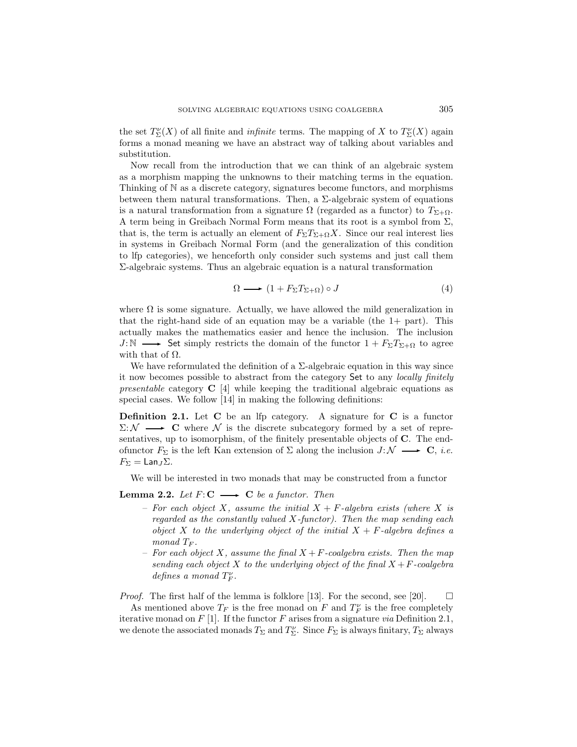the set $T^{\nu}_{\Sigma}(X)$ of all finite and *infinite* terms. The mapping of $X$ to $T^{\nu}_{\Sigma}(X)$ again forms a monad meaning we have an abstract way of talking about variables and substitution.

Now recall from the introduction that we can think of an algebraic system as a morphism mapping the unknowns to their matching terms in the equation. Thinking of $\mathbb{N}$ as a discrete category, signatures become functors, and morphisms between them natural transformations. Then, a $\Sigma$-algebraic system of equations is a natural transformation from a signature $\Omega$ (regarded as a functor) to $T_{\Sigma+\Omega}$. A term being in Greibach Normal Form means that its root is a symbol from $\Sigma$, that is, the term is actually an element of $F_{\Sigma}T_{\Sigma+\Omega}X$. Since our real interest lies in systems in Greibach Normal Form (and the generalization of this condition to lfp categories), we henceforth only consider such systems and just call them $\Sigma$-algebraic systems. Thus an algebraic equation is a natural transformation

$$\Omega \longrightarrow (1 + F_{\Sigma}T_{\Sigma+\Omega}) \circ J \tag{4}$$

where $\Omega$ is some signature. Actually, we have allowed the mild generalization in that the right-hand side of an equation may be a variable (the 1+ part). This actually makes the mathematics easier and hence the inclusion. The inclusion $J\colon \mathbb{N} \longrightarrow \mathsf{Set}$ simply restricts the domain of the functor $1 + F_{\Sigma}T_{\Sigma+\Omega}$ to agree with that of $\Omega$.

We have reformulated the definition of a $\Sigma$-algebraic equation in this way since it now becomes possible to abstract from the category $\mathsf{Set}$ to any *locally finitely presentable* category $\mathbf{C}$ [4] while keeping the traditional algebraic equations as special cases. We follow [14] in making the following definitions:

**Definition 2.1.** Let $\mathbf{C}$ be an lfp category. A signature for $\mathbf{C}$ is a functor $\Sigma\colon \mathcal{N} \longrightarrow \mathbf{C}$ where $\mathcal{N}$ is the discrete subcategory formed by a set of representatives, up to isomorphism, of the finitely presentable objects of $\mathbf{C}$. The endofunctor $F_{\Sigma}$ is the left Kan extension of $\Sigma$ along the inclusion $J\colon \mathcal{N} \longrightarrow \mathbf{C}$, *i.e.* $F_{\Sigma} = \mathsf{Lan}_J \Sigma$.

We will be interested in two monads that may be constructed from a functor

**Lemma 2.2.** *Let $F\colon \mathbf{C} \longrightarrow \mathbf{C}$ be a functor. Then*

- *For each object $X$, assume the initial $X + F$-algebra exists (where $X$ is regarded as the constantly valued $X$-functor). Then the map sending each object $X$ to the underlying object of the initial $X + F$-algebra defines a monad $T_F$.*
- *For each object $X$, assume the final $X + F$-coalgebra exists. Then the map sending each object $X$ to the underlying object of the final $X + F$-coalgebra defines a monad $T^{\nu}_F$.*

*Proof.* The first half of the lemma is folklore [13]. For the second, see [20]. $\square$

As mentioned above $T_F$ is the free monad on $F$ and $T^{\nu}_F$ is the free completely iterative monad on $F$ [1]. If the functor $F$ arises from a signature *via* Definition 2.1, we denote the associated monads $T_{\Sigma}$ and $T^{\nu}_{\Sigma}$. Since $F_{\Sigma}$ is always finitary, $T_{\Sigma}$ always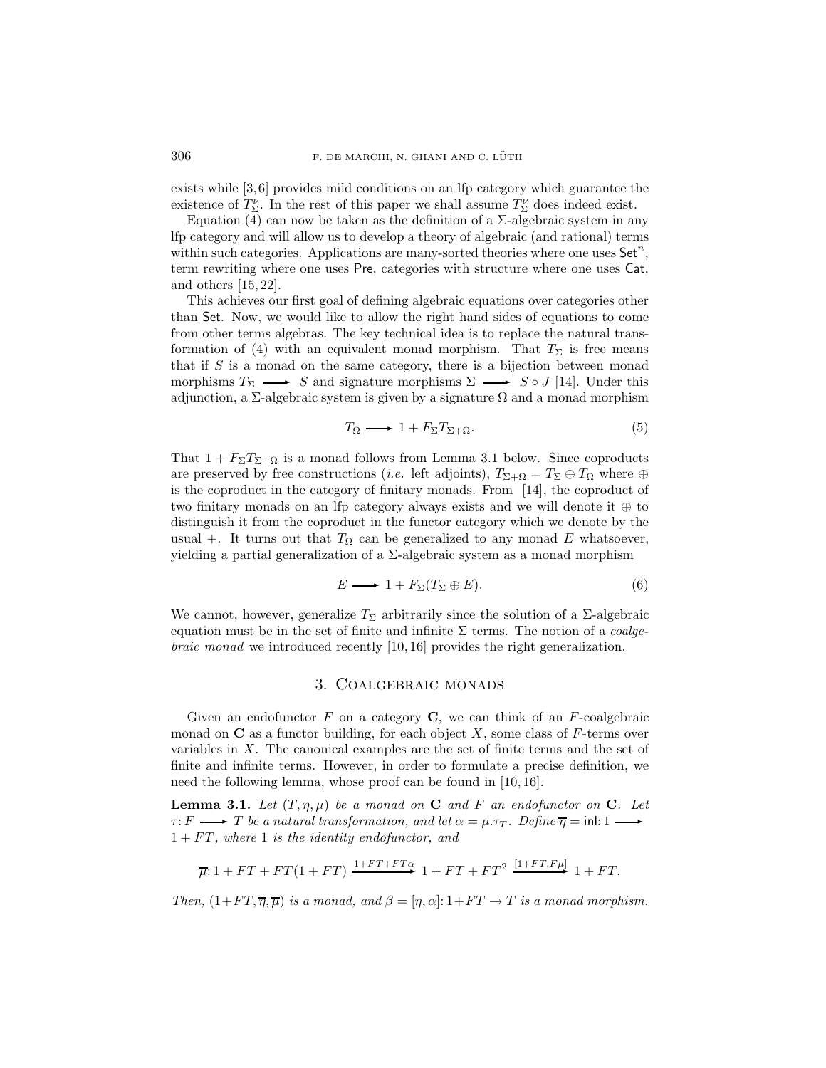exists while [3, 6] provides mild conditions on an lfp category which guarantee the existence of $T^{\nu}_{\Sigma}$. In the rest of this paper we shall assume $T^{\nu}_{\Sigma}$ does indeed exist.

Equation (4) can now be taken as the definition of a $\Sigma$-algebraic system in any lfp category and will allow us to develop a theory of algebraic (and rational) terms within such categories. Applications are many-sorted theories where one uses $\mathsf{Set}^n$, term rewriting where one uses $\mathsf{Pre}$, categories with structure where one uses $\mathsf{Cat}$, and others [15, 22].

This achieves our first goal of defining algebraic equations over categories other than $\mathsf{Set}$. Now, we would like to allow the right hand sides of equations to come from other terms algebras. The key technical idea is to replace the natural transformation of (4) with an equivalent monad morphism. That $T_\Sigma$ is free means that if $S$ is a monad on the same category, there is a bijection between monad morphisms $T_\Sigma \longrightarrow S$ and signature morphisms $\Sigma \longrightarrow S \circ J$ [14]. Under this adjunction, a $\Sigma$-algebraic system is given by a signature $\Omega$ and a monad morphism

$$T_\Omega \longrightarrow 1 + F_\Sigma T_{\Sigma+\Omega}. \tag{5}$$

That $1 + F_\Sigma T_{\Sigma+\Omega}$ is a monad follows from Lemma 3.1 below. Since coproducts are preserved by free constructions (*i.e.* left adjoints), $T_{\Sigma+\Omega} = T_\Sigma \oplus T_\Omega$ where $\oplus$ is the coproduct in the category of finitary monads. From [14], the coproduct of two finitary monads on an lfp category always exists and we will denote it $\oplus$ to distinguish it from the coproduct in the functor category which we denote by the usual $+$. It turns out that $T_\Omega$ can be generalized to any monad $E$ whatsoever, yielding a partial generalization of a $\Sigma$-algebraic system as a monad morphism

$$E \longrightarrow 1 + F_\Sigma(T_\Sigma \oplus E). \tag{6}$$

We cannot, however, generalize $T_\Sigma$ arbitrarily since the solution of a $\Sigma$-algebraic equation must be in the set of finite and infinite $\Sigma$ terms. The notion of a *coalgebraic monad* we introduced recently [10, 16] provides the right generalization.

## 3. Coalgebraic monads

Given an endofunctor $F$ on a category $\mathbf{C}$, we can think of an $F$-coalgebraic monad on $\mathbf{C}$ as a functor building, for each object $X$, some class of $F$-terms over variables in $X$. The canonical examples are the set of finite terms and the set of finite and infinite terms. However, in order to formulate a precise definition, we need the following lemma, whose proof can be found in [10, 16].

**Lemma 3.1.** *Let $(T, \eta, \mu)$ be a monad on $\mathbf{C}$ and $F$ an endofunctor on $\mathbf{C}$. Let $\tau\colon F \longrightarrow T$ be a natural transformation, and let $\alpha = \mu.\tau_T$. Define $\overline{\eta} = \mathsf{inl}\colon 1 \longrightarrow 1 + FT$, where $1$ is the identity endofunctor, and*

$$\overline{\mu}\colon 1 + FT + FT(1 + FT) \xrightarrow{1+FT+FT\alpha} 1 + FT + FT^2 \xrightarrow{[1+FT, F\mu]} 1 + FT.$$

*Then, $(1+FT, \overline{\eta}, \overline{\mu})$ is a monad, and $\beta = [\eta, \alpha]\colon 1+FT \to T$ is a monad morphism.*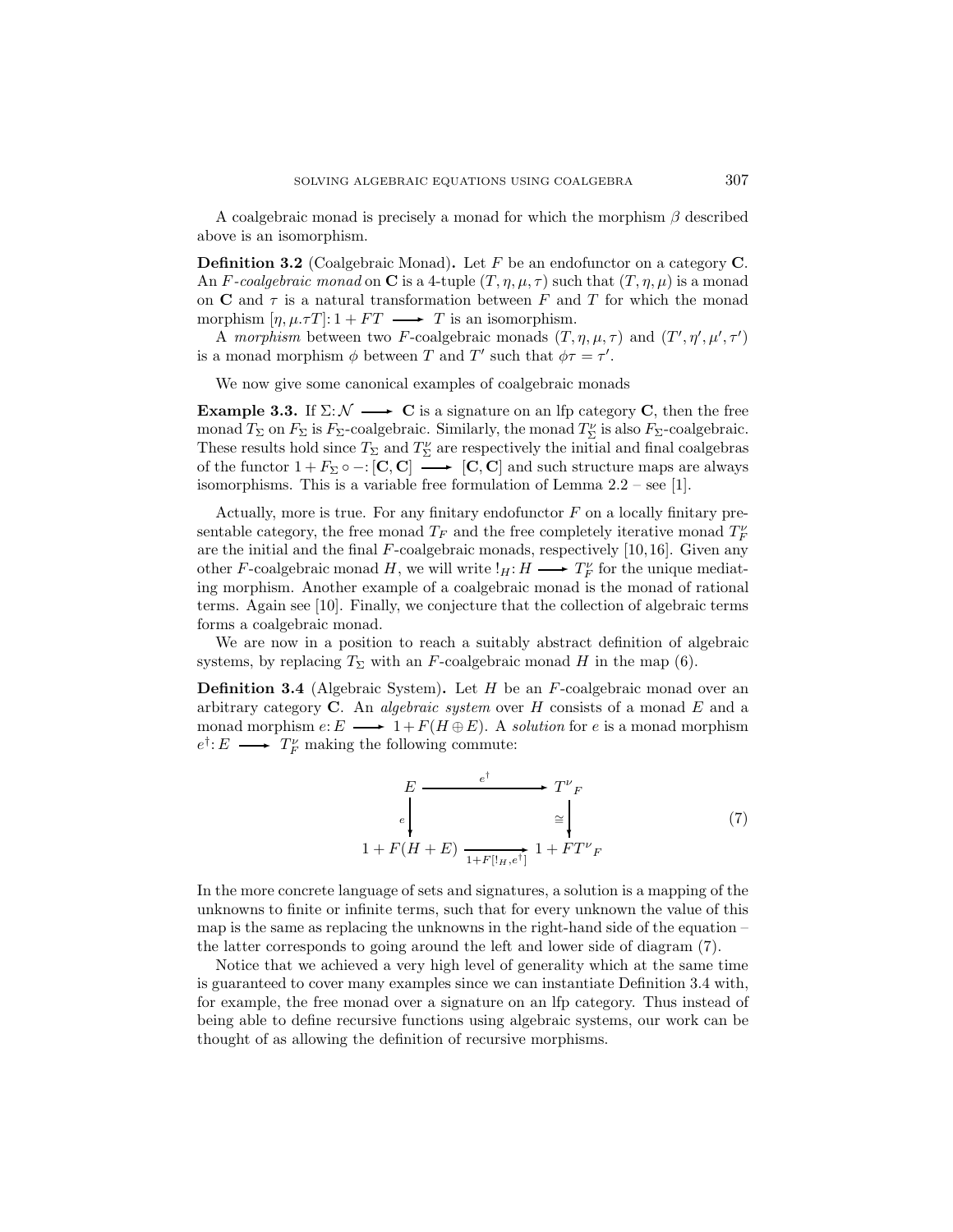A coalgebraic monad is precisely a monad for which the morphism $\beta$ described above is an isomorphism.

**Definition 3.2** (Coalgebraic Monad)**.** Let $F$ be an endofunctor on a category $\mathbf{C}$. An $F$*-coalgebraic monad* on $\mathbf{C}$ is a 4-tuple $(T, \eta, \mu, \tau)$ such that $(T, \eta, \mu)$ is a monad on $\mathbf{C}$ and $\tau$ is a natural transformation between $F$ and $T$ for which the monad morphism $[\eta, \mu.\tau T]: 1 + FT \longrightarrow T$ is an isomorphism.

A *morphism* between two $F$-coalgebraic monads $(T, \eta, \mu, \tau)$ and $(T', \eta', \mu', \tau')$ is a monad morphism $\phi$ between $T$ and $T'$ such that $\phi\tau = \tau'$.

We now give some canonical examples of coalgebraic monads

**Example 3.3.** If $\Sigma: \mathcal{N} \longrightarrow \mathbf{C}$ is a signature on an lfp category $\mathbf{C}$, then the free monad $T_\Sigma$ on $F_\Sigma$ is $F_\Sigma$-coalgebraic. Similarly, the monad $T^\nu_\Sigma$ is also $F_\Sigma$-coalgebraic. These results hold since $T_\Sigma$ and $T^\nu_\Sigma$ are respectively the initial and final coalgebras of the functor $1 + F_\Sigma \circ -: [\mathbf{C}, \mathbf{C}] \longrightarrow [\mathbf{C}, \mathbf{C}]$ and such structure maps are always isomorphisms. This is a variable free formulation of Lemma 2.2 – see [1].

Actually, more is true. For any finitary endofunctor $F$ on a locally finitary presentable category, the free monad $T_F$ and the free completely iterative monad $T^\nu_F$ are the initial and the final $F$-coalgebraic monads, respectively [10,16]. Given any other $F$-coalgebraic monad $H$, we will write $!_H: H \longrightarrow T^\nu_F$ for the unique mediating morphism. Another example of a coalgebraic monad is the monad of rational terms. Again see [10]. Finally, we conjecture that the collection of algebraic terms forms a coalgebraic monad.

We are now in a position to reach a suitably abstract definition of algebraic systems, by replacing $T_\Sigma$ with an $F$-coalgebraic monad $H$ in the map (6).

**Definition 3.4** (Algebraic System)**.** Let $H$ be an $F$-coalgebraic monad over an arbitrary category $\mathbf{C}$. An *algebraic system* over $H$ consists of a monad $E$ and a monad morphism $e: E \longrightarrow 1 + F(H \oplus E)$. A *solution* for $e$ is a monad morphism $e^\dagger: E \longrightarrow T^\nu_F$ making the following commute:

$$\begin{array}{ccc} E & \xrightarrow{\quad e^\dagger \quad} & {T^\nu}_F \\ {\scriptstyle e}\big\downarrow & & \big\downarrow{\scriptstyle \cong} \\ 1 + F(H+E) & \xrightarrow[1+F[!_H, e^\dagger]]{} & 1 + F{T^\nu}_F \end{array} \tag{7}$$

In the more concrete language of sets and signatures, a solution is a mapping of the unknowns to finite or infinite terms, such that for every unknown the value of this map is the same as replacing the unknowns in the right-hand side of the equation – the latter corresponds to going around the left and lower side of diagram (7).

Notice that we achieved a very high level of generality which at the same time is guaranteed to cover many examples since we can instantiate Definition 3.4 with, for example, the free monad over a signature on an lfp category. Thus instead of being able to define recursive functions using algebraic systems, our work can be thought of as allowing the definition of recursive morphisms.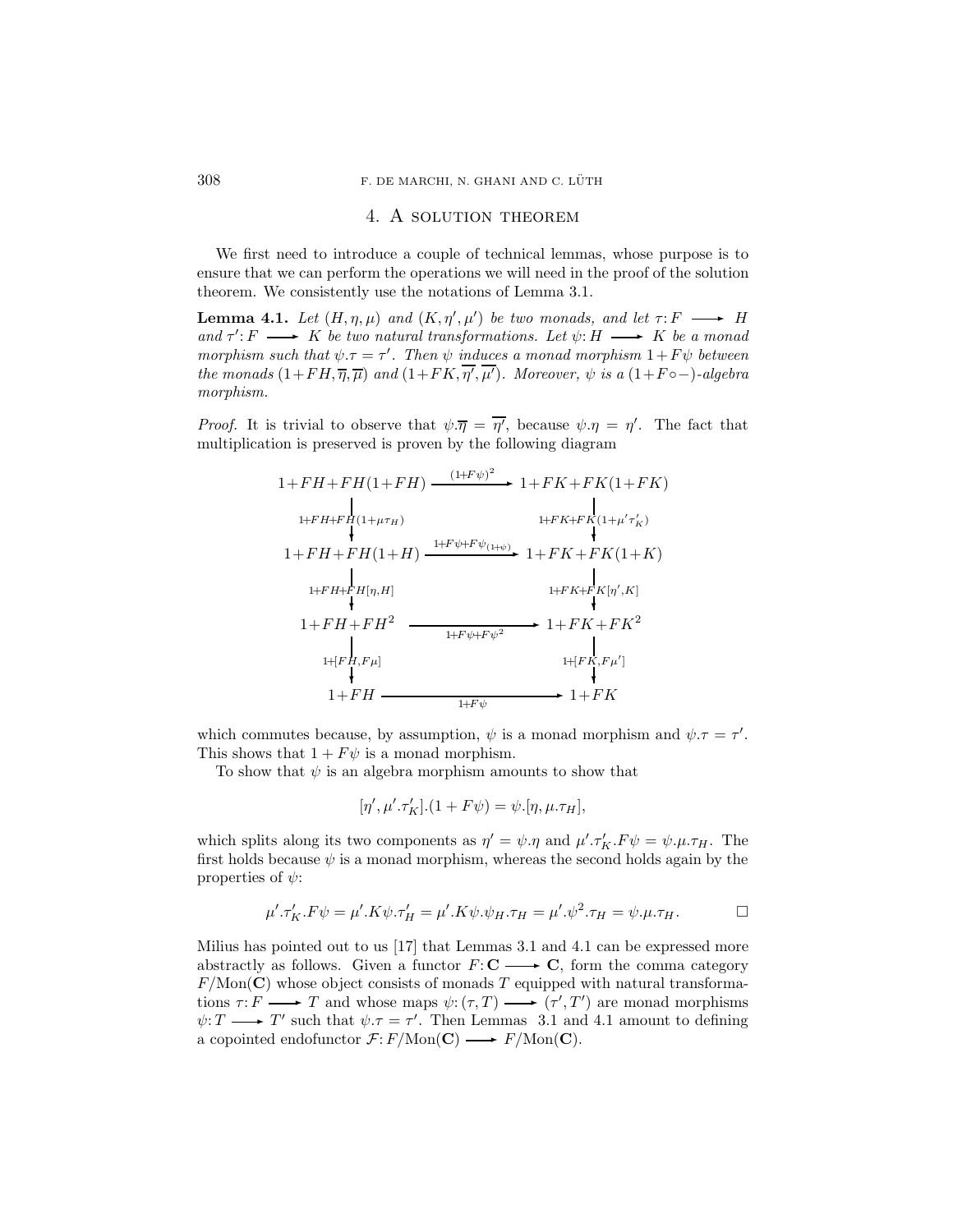## 4. A solution theorem

We first need to introduce a couple of technical lemmas, whose purpose is to ensure that we can perform the operations we will need in the proof of the solution theorem. We consistently use the notations of Lemma 3.1.

**Lemma 4.1.** *Let $(H, \eta, \mu)$ and $(K, \eta', \mu')$ be two monads, and let $\tau\colon F \longrightarrow H$ and $\tau'\colon F \longrightarrow K$ be two natural transformations. Let $\psi\colon H \longrightarrow K$ be a monad morphism such that $\psi.\tau = \tau'$. Then $\psi$ induces a monad morphism $1+F\psi$ between the monads $(1+FH, \overline{\eta}, \overline{\mu})$ and $(1+FK, \overline{\eta'}, \overline{\mu'})$. Moreover, $\psi$ is a $(1+F\circ-)$-algebra morphism.*

*Proof.* It is trivial to observe that $\psi.\overline{\eta} = \overline{\eta'}$, because $\psi.\eta = \eta'$. The fact that multiplication is preserved is proven by the following diagram

$$
\begin{array}{ccc}
1+FH+FH(1+FH) & \xrightarrow{(1+F\psi)^2} & 1+FK+FK(1+FK) \\
\downarrow{\scriptstyle 1+FH+FH(1+\mu\tau_H)} & & \downarrow{\scriptstyle 1+FK+FK(1+\mu'\tau'_K)} \\
1+FH+FH(1+H) & \xrightarrow{1+F\psi+F\psi_{(1+\psi)}} & 1+FK+FK(1+K) \\
\downarrow{\scriptstyle 1+FH+FH[\eta,H]} & & \downarrow{\scriptstyle 1+FK+FK[\eta',K]} \\
1+FH+FH^2 & \xrightarrow{1+F\psi+F\psi^2} & 1+FK+FK^2 \\
\downarrow{\scriptstyle 1+[FH,F\mu]} & & \downarrow{\scriptstyle 1+[FK,F\mu']} \\
1+FH & \xrightarrow{1+F\psi} & 1+FK
\end{array}
$$

which commutes because, by assumption, $\psi$ is a monad morphism and $\psi.\tau = \tau'$. This shows that $1 + F\psi$ is a monad morphism.

To show that $\psi$ is an algebra morphism amounts to show that

$$[\eta', \mu'.\tau'_K].(1 + F\psi) = \psi.[\eta, \mu.\tau_H],$$

which splits along its two components as $\eta' = \psi.\eta$ and $\mu'.\tau'_K.F\psi = \psi.\mu.\tau_H$. The first holds because $\psi$ is a monad morphism, whereas the second holds again by the properties of $\psi$:

$$\mu'.\tau'_K.F\psi = \mu'.K\psi.\tau'_H = \mu'.K\psi.\psi_H.\tau_H = \mu'.\psi^2.\tau_H = \psi.\mu.\tau_H. \qquad \square$$

Milius has pointed out to us [17] that Lemmas 3.1 and 4.1 can be expressed more abstractly as follows. Given a functor $F\colon \mathbf{C} \longrightarrow \mathbf{C}$, form the comma category $F/\mathrm{Mon}(\mathbf{C})$ whose object consists of monads $T$ equipped with natural transformations $\tau\colon F \longrightarrow T$ and whose maps $\psi\colon (\tau, T) \longrightarrow (\tau', T')$ are monad morphisms $\psi\colon T \longrightarrow T'$ such that $\psi.\tau = \tau'$. Then Lemmas 3.1 and 4.1 amount to defining a copointed endofunctor $\mathcal{F}\colon F/\mathrm{Mon}(\mathbf{C}) \longrightarrow F/\mathrm{Mon}(\mathbf{C})$.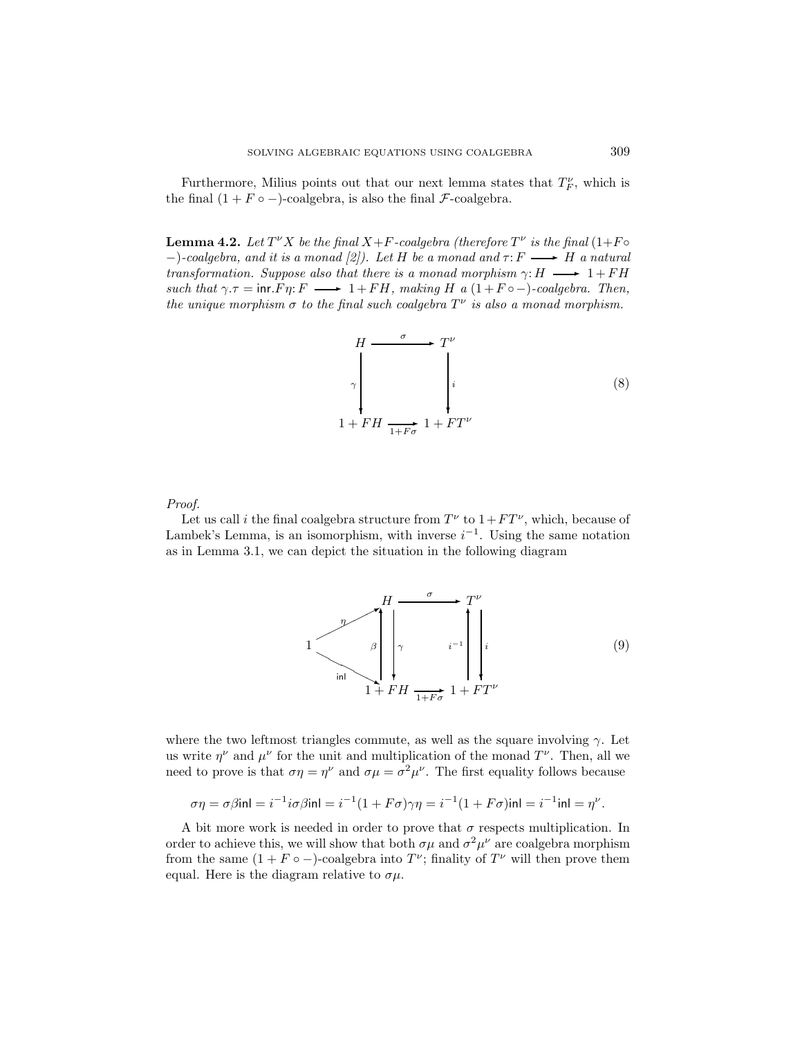Furthermore, Milius points out that our next lemma states that $T^\nu_F$, which is the final $(1 + F \circ -)$-coalgebra, is also the final $\mathcal{F}$-coalgebra.

**Lemma 4.2.** *Let $T^\nu X$ be the final $X+F$-coalgebra (therefore $T^\nu$ is the final $(1+F\circ -)$-coalgebra, and it is a monad [2]). Let $H$ be a monad and $\tau\colon F \longrightarrow H$ a natural transformation. Suppose also that there is a monad morphism $\gamma\colon H \longrightarrow 1 + FH$ such that $\gamma.\tau = \mathsf{inr}.F\eta\colon F \longrightarrow 1 + FH$, making $H$ a $(1+F\circ -)$-coalgebra. Then, the unique morphism $\sigma$ to the final such coalgebra $T^\nu$ is also a monad morphism.*

$$\begin{array}{ccc} H & \xrightarrow{\ \sigma\ } & T^\nu \\ {\scriptstyle\gamma}\downarrow & & \downarrow{\scriptstyle i} \\ 1 + FH & \xrightarrow[1+F\sigma]{} & 1 + FT^\nu \end{array} \tag{8}$$

*Proof.*

Let us call $i$ the final coalgebra structure from $T^\nu$ to $1 + FT^\nu$, which, because of Lambek's Lemma, is an isomorphism, with inverse $i^{-1}$. Using the same notation as in Lemma 3.1, we can depict the situation in the following diagram

$$\begin{array}{ccccc} & & H & \xrightarrow{\ \sigma\ } & T^\nu \\ & {\scriptstyle\eta}\nearrow & {\scriptstyle\beta}\uparrow\ \downarrow{\scriptstyle\gamma} & & {\scriptstyle i^{-1}}\uparrow\ \downarrow{\scriptstyle i} \\ 1 & & & & \\ & {\scriptstyle\mathsf{inl}}\searrow & 1 + FH & \xrightarrow[1+F\sigma]{} & 1 + FT^\nu \end{array} \tag{9}$$

where the two leftmost triangles commute, as well as the square involving $\gamma$. Let us write $\eta^\nu$ and $\mu^\nu$ for the unit and multiplication of the monad $T^\nu$. Then, all we need to prove is that $\sigma\eta = \eta^\nu$ and $\sigma\mu = \sigma^2\mu^\nu$. The first equality follows because

$$\sigma\eta = \sigma\beta\mathsf{inl} = i^{-1}i\sigma\beta\mathsf{inl} = i^{-1}(1 + F\sigma)\gamma\eta = i^{-1}(1 + F\sigma)\mathsf{inl} = i^{-1}\mathsf{inl} = \eta^\nu.$$

A bit more work is needed in order to prove that $\sigma$ respects multiplication. In order to achieve this, we will show that both $\sigma\mu$ and $\sigma^2\mu^\nu$ are coalgebra morphism from the same $(1 + F \circ -)$-coalgebra into $T^\nu$; finality of $T^\nu$ will then prove them equal. Here is the diagram relative to $\sigma\mu$.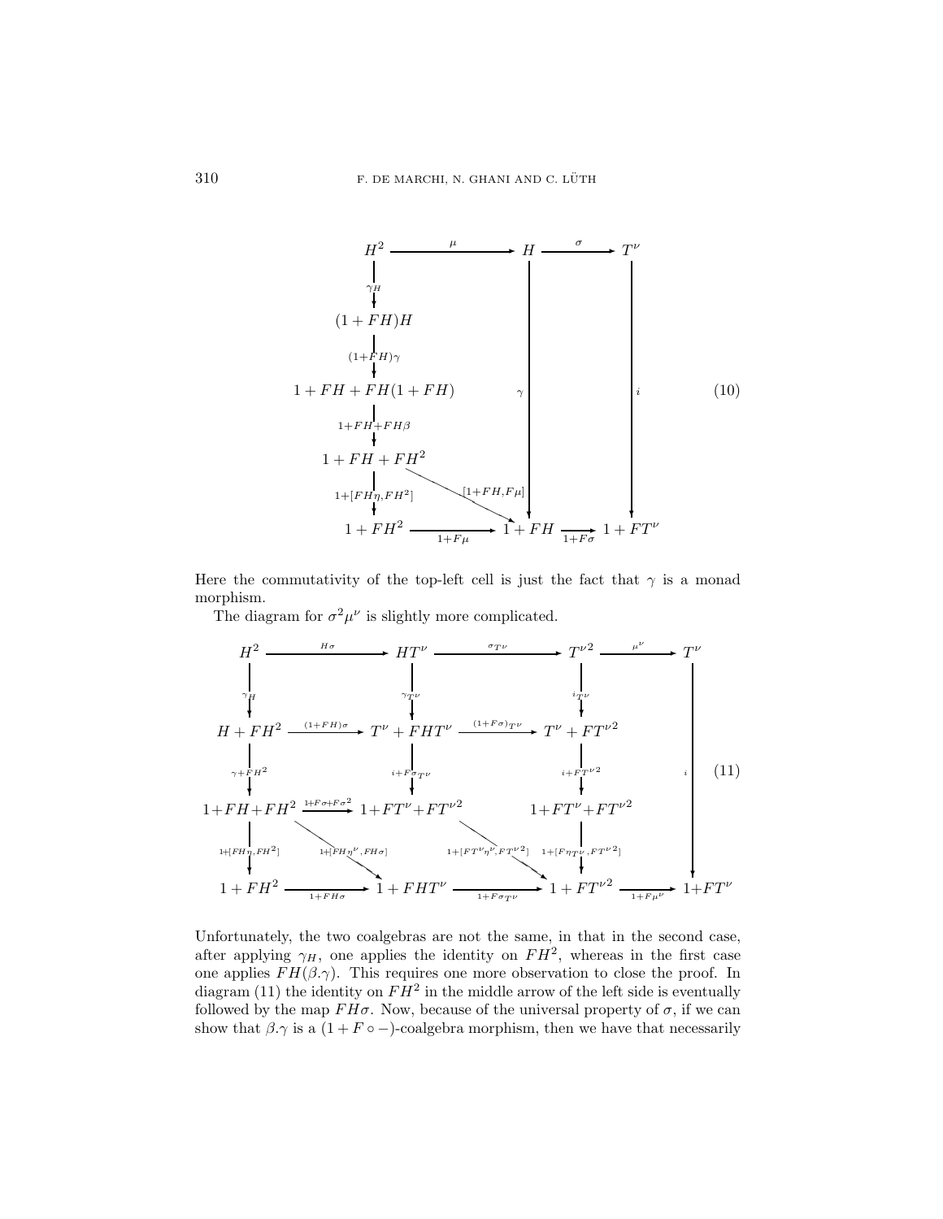$$
\begin{array}{ccccc}
H^2 & \xrightarrow{\mu} & H & \xrightarrow{\sigma} & T^\nu \\
\downarrow{\scriptstyle \gamma_H} & & & & \\
(1+FH)H & & & & \\
\downarrow{\scriptstyle (1+FH)\gamma} & & & & \\
1+FH+FH(1+FH) & & \downarrow{\scriptstyle \gamma} & & \downarrow{\scriptstyle i} \\
\downarrow{\scriptstyle 1+FH+FH\beta} & & & & \\
1+FH+FH^2 & \xrightarrow{[1+FH,F\mu]} & & & \\
\downarrow{\scriptstyle 1+[FH\eta,FH^2]} & & & & \\
1+FH^2 & \xrightarrow{1+F\mu} & 1+FH & \xrightarrow{1+F\sigma} & 1+FT^\nu
\end{array}
\tag{10}
$$

Here the commutativity of the top-left cell is just the fact that $\gamma$ is a monad morphism.

The diagram for $\sigma^2\mu^\nu$ is slightly more complicated.

$$
\begin{array}{ccccccc}
H^2 & \xrightarrow{H\sigma} & HT^\nu & \xrightarrow{\sigma_{T^\nu}} & T^{\nu 2} & \xrightarrow{\mu^\nu} & T^\nu \\
\downarrow{\scriptstyle \gamma_H} & & \downarrow{\scriptstyle \gamma_{T^\nu}} & & \downarrow{\scriptstyle i_{T^\nu}} & & \\
H+FH^2 & \xrightarrow{(1+FH)\sigma} & T^\nu+FHT^\nu & \xrightarrow{(1+F\sigma)_{T^\nu}} & T^\nu+FT^{\nu 2} & & \\
\downarrow{\scriptstyle \gamma+FH^2} & & \downarrow{\scriptstyle i+F\sigma_{T^\nu}} & & \downarrow{\scriptstyle i+FT^{\nu 2}} & & \downarrow{\scriptstyle i} \\
1+FH+FH^2 & \xrightarrow{1+F\sigma+F\sigma^2} & 1+FT^\nu+FT^{\nu 2} & & 1+FT^\nu+FT^{\nu 2} & & \\
\downarrow{\scriptstyle 1+[FH\eta,FH^2]} & \searrow{\scriptstyle 1+[FH\eta^\nu,FH\sigma]} & & \searrow{\scriptstyle 1+[FT^\nu\eta^\nu,FT^{\nu 2}]} & \downarrow{\scriptstyle 1+[F\eta_{T^\nu},FT^{\nu 2}]} & & \\
1+FH^2 & \xrightarrow{1+FH\sigma} & 1+FHT^\nu & \xrightarrow{1+F\sigma_{T^\nu}} & 1+FT^{\nu 2} & \xrightarrow{1+F\mu^\nu} & 1+FT^\nu
\end{array}
\tag{11}
$$

Unfortunately, the two coalgebras are not the same, in that in the second case, after applying $\gamma_H$, one applies the identity on $FH^2$, whereas in the first case one applies $FH(\beta.\gamma)$. This requires one more observation to close the proof. In diagram (11) the identity on $FH^2$ in the middle arrow of the left side is eventually followed by the map $FH\sigma$. Now, because of the universal property of $\sigma$, if we can show that $\beta.\gamma$ is a $(1 + F \circ -)$-coalgebra morphism, then we have that necessarily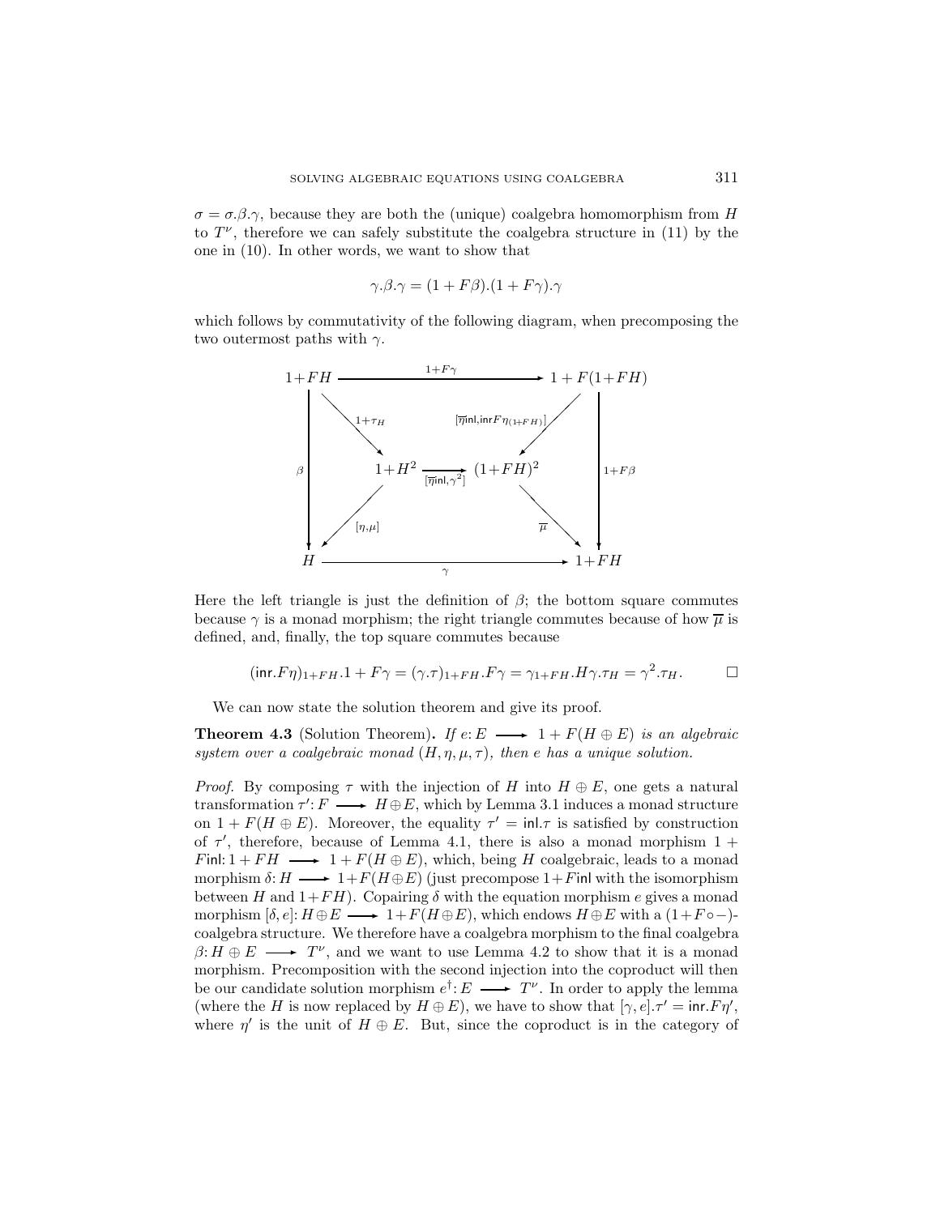$\sigma = \sigma.\beta.\gamma$, because they are both the (unique) coalgebra homomorphism from $H$ to $T^\nu$, therefore we can safely substitute the coalgebra structure in (11) by the one in (10). In other words, we want to show that

$$\gamma.\beta.\gamma = (1 + F\beta).(1 + F\gamma).\gamma$$

which follows by commutativity of the following diagram, when precomposing the two outermost paths with $\gamma$.

$$\begin{array}{ccccc}
1{+}FH & & \xrightarrow{\quad 1+F\gamma \quad} & & 1 + F(1{+}FH) \\
 & \searrow^{1+\tau_H} & & \swarrow^{[\overline{\eta}\mathsf{inl}, \mathsf{inr} F\eta_{(1+FH)}]} & \\
\beta \downarrow & 1{+}H^2 & \xrightarrow[{[\overline{\eta}\mathsf{inl}, \gamma^2]}]{} & (1{+}FH)^2 & \downarrow 1+F\beta \\
 & \swarrow_{[\eta,\mu]} & & \searrow_{\overline{\mu}} & \\
H & & \xrightarrow[\quad \gamma \quad]{} & & 1{+}FH
\end{array}$$

Here the left triangle is just the definition of $\beta$; the bottom square commutes because $\gamma$ is a monad morphism; the right triangle commutes because of how $\overline{\mu}$ is defined, and, finally, the top square commutes because

$$(\mathsf{inr}.F\eta)_{1+FH}.1 + F\gamma = (\gamma.\tau)_{1+FH}.F\gamma = \gamma_{1+FH}.H\gamma.\tau_H = \gamma^2.\tau_H. \qquad \square$$

We can now state the solution theorem and give its proof.

**Theorem 4.3** (Solution Theorem)**.** *If $e: E \longrightarrow 1 + F(H \oplus E)$ is an algebraic system over a coalgebraic monad $(H, \eta, \mu, \tau)$, then $e$ has a unique solution.*

*Proof.* By composing $\tau$ with the injection of $H$ into $H \oplus E$, one gets a natural transformation $\tau': F \longrightarrow H \oplus E$, which by Lemma 3.1 induces a monad structure on $1 + F(H \oplus E)$. Moreover, the equality $\tau' = \mathsf{inl}.\tau$ is satisfied by construction of $\tau'$, therefore, because of Lemma 4.1, there is also a monad morphism $1 + F\mathsf{inl}: 1 + FH \longrightarrow 1 + F(H \oplus E)$, which, being $H$ coalgebraic, leads to a monad morphism $\delta: H \longrightarrow 1 + F(H \oplus E)$ (just precompose $1 + F\mathsf{inl}$ with the isomorphism between $H$ and $1 + FH$). Copairing $\delta$ with the equation morphism $e$ gives a monad morphism $[\delta, e]: H \oplus E \longrightarrow 1 + F(H \oplus E)$, which endows $H \oplus E$ with a $(1 + F \circ -)$-coalgebra structure. We therefore have a coalgebra morphism to the final coalgebra $\beta: H \oplus E \longrightarrow T^\nu$, and we want to use Lemma 4.2 to show that it is a monad morphism. Precomposition with the second injection into the coproduct will then be our candidate solution morphism $e^\dagger: E \longrightarrow T^\nu$. In order to apply the lemma (where the $H$ is now replaced by $H \oplus E$), we have to show that $[\gamma, e].\tau' = \mathsf{inr}.F\eta'$, where $\eta'$ is the unit of $H \oplus E$. But, since the coproduct is in the category of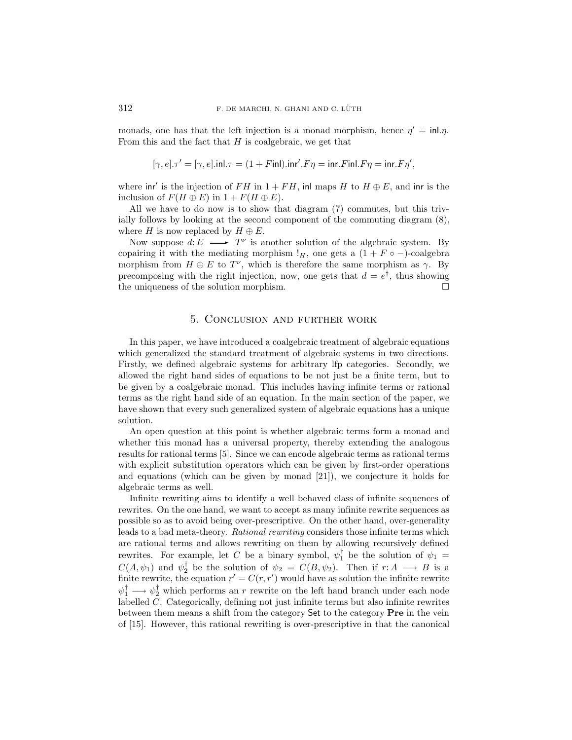monads, one has that the left injection is a monad morphism, hence $\eta' = \mathsf{inl}.\eta$. From this and the fact that $H$ is coalgebraic, we get that

$$[\gamma, e].\tau' = [\gamma, e].\mathsf{inl}.\tau = (1 + F\mathsf{inl}).\mathsf{inr}'.F\eta = \mathsf{inr}.F\mathsf{inl}.F\eta = \mathsf{inr}.F\eta',$$

where $\mathsf{inr}'$ is the injection of $FH$ in $1 + FH$, $\mathsf{inl}$ maps $H$ to $H \oplus E$, and $\mathsf{inr}$ is the inclusion of $F(H \oplus E)$ in $1 + F(H \oplus E)$.

All we have to do now is to show that diagram (7) commutes, but this trivially follows by looking at the second component of the commuting diagram (8), where $H$ is now replaced by $H \oplus E$.

Now suppose $d: E \longrightarrow T^\nu$ is another solution of the algebraic system. By copairing it with the mediating morphism $!_H$, one gets a $(1 + F \circ -)$-coalgebra morphism from $H \oplus E$ to $T^\nu$, which is therefore the same morphism as $\gamma$. By precomposing with the right injection, now, one gets that $d = e^\dagger$, thus showing the uniqueness of the solution morphism. □

## 5. Conclusion and further work

In this paper, we have introduced a coalgebraic treatment of algebraic equations which generalized the standard treatment of algebraic systems in two directions. Firstly, we defined algebraic systems for arbitrary lfp categories. Secondly, we allowed the right hand sides of equations to be not just be a finite term, but to be given by a coalgebraic monad. This includes having infinite terms or rational terms as the right hand side of an equation. In the main section of the paper, we have shown that every such generalized system of algebraic equations has a unique solution.

An open question at this point is whether algebraic terms form a monad and whether this monad has a universal property, thereby extending the analogous results for rational terms [5]. Since we can encode algebraic terms as rational terms with explicit substitution operators which can be given by first-order operations and equations (which can be given by monad [21]), we conjecture it holds for algebraic terms as well.

Infinite rewriting aims to identify a well behaved class of infinite sequences of rewrites. On the one hand, we want to accept as many infinite rewrite sequences as possible so as to avoid being over-prescriptive. On the other hand, over-generality leads to a bad meta-theory. *Rational rewriting* considers those infinite terms which are rational terms and allows rewriting on them by allowing recursively defined rewrites. For example, let $C$ be a binary symbol, $\psi_1^\dagger$ be the solution of $\psi_1 = C(A, \psi_1)$ and $\psi_2^\dagger$ be the solution of $\psi_2 = C(B, \psi_2)$. Then if $r: A \longrightarrow B$ is a finite rewrite, the equation $r' = C(r, r')$ would have as solution the infinite rewrite $\psi_1^\dagger \longrightarrow \psi_2^\dagger$ which performs an $r$ rewrite on the left hand branch under each node labelled $C$. Categorically, defining not just infinite terms but also infinite rewrites between them means a shift from the category $\mathsf{Set}$ to the category **Pre** in the vein of [15]. However, this rational rewriting is over-prescriptive in that the canonical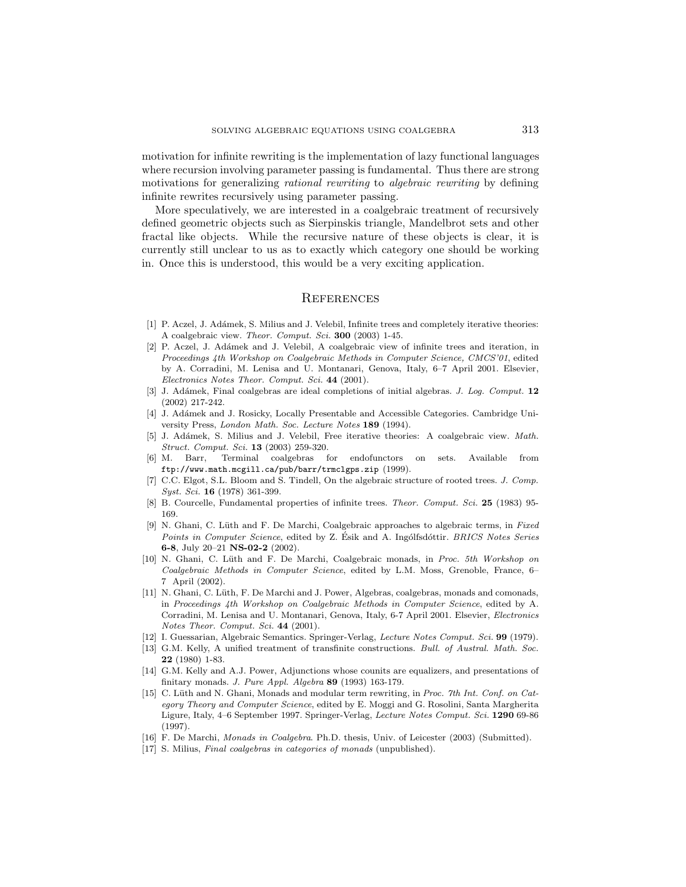motivation for infinite rewriting is the implementation of lazy functional languages where recursion involving parameter passing is fundamental. Thus there are strong motivations for generalizing *rational rewriting* to *algebraic rewriting* by defining infinite rewrites recursively using parameter passing.

More speculatively, we are interested in a coalgebraic treatment of recursively defined geometric objects such as Sierpinskis triangle, Mandelbrot sets and other fractal like objects. While the recursive nature of these objects is clear, it is currently still unclear to us as to exactly which category one should be working in. Once this is understood, this would be a very exciting application.

## References

[1] P. Aczel, J. Adámek, S. Milius and J. Velebil, Infinite trees and completely iterative theories: A coalgebraic view. *Theor. Comput. Sci.* **300** (2003) 1-45.

[2] P. Aczel, J. Adámek and J. Velebil, A coalgebraic view of infinite trees and iteration, in *Proceedings 4th Workshop on Coalgebraic Methods in Computer Science, CMCS'01*, edited by A. Corradini, M. Lenisa and U. Montanari, Genova, Italy, 6–7 April 2001. Elsevier, *Electronics Notes Theor. Comput. Sci.* **44** (2001).

[3] J. Adámek, Final coalgebras are ideal completions of initial algebras. *J. Log. Comput.* **12** (2002) 217-242.

[4] J. Adámek and J. Rosicky, Locally Presentable and Accessible Categories. Cambridge University Press, *London Math. Soc. Lecture Notes* **189** (1994).

[5] J. Adámek, S. Milius and J. Velebil, Free iterative theories: A coalgebraic view. *Math. Struct. Comput. Sci.* **13** (2003) 259-320.

[6] M. Barr, Terminal coalgebras for endofunctors on sets. Available from `ftp://www.math.mcgill.ca/pub/barr/trmclgps.zip` (1999).

[7] C.C. Elgot, S.L. Bloom and S. Tindell, On the algebraic structure of rooted trees. *J. Comp. Syst. Sci.* **16** (1978) 361-399.

[8] B. Courcelle, Fundamental properties of infinite trees. *Theor. Comput. Sci.* **25** (1983) 95-169.

[9] N. Ghani, C. Lüth and F. De Marchi, Coalgebraic approaches to algebraic terms, in *Fixed Points in Computer Science*, edited by Z. Ésik and A. Ingólfsdóttir. *BRICS Notes Series* **6-8**, July 20–21 **NS-02-2** (2002).

[10] N. Ghani, C. Lüth and F. De Marchi, Coalgebraic monads, in *Proc. 5th Workshop on Coalgebraic Methods in Computer Science*, edited by L.M. Moss, Grenoble, France, 6–7 April (2002).

[11] N. Ghani, C. Lüth, F. De Marchi and J. Power, Algebras, coalgebras, monads and comonads, in *Proceedings 4th Workshop on Coalgebraic Methods in Computer Science*, edited by A. Corradini, M. Lenisa and U. Montanari, Genova, Italy, 6-7 April 2001. Elsevier, *Electronics Notes Theor. Comput. Sci.* **44** (2001).

[12] I. Guessarian, Algebraic Semantics. Springer-Verlag, *Lecture Notes Comput. Sci.* **99** (1979).

[13] G.M. Kelly, A unified treatment of transfinite constructions. *Bull. of Austral. Math. Soc.* **22** (1980) 1-83.

[14] G.M. Kelly and A.J. Power, Adjunctions whose counits are equalizers, and presentations of finitary monads. *J. Pure Appl. Algebra* **89** (1993) 163-179.

[15] C. Lüth and N. Ghani, Monads and modular term rewriting, in *Proc. 7th Int. Conf. on Category Theory and Computer Science*, edited by E. Moggi and G. Rosolini, Santa Margherita Ligure, Italy, 4–6 September 1997. Springer-Verlag, *Lecture Notes Comput. Sci.* **1290** 69-86 (1997).

[16] F. De Marchi, *Monads in Coalgebra*. Ph.D. thesis, Univ. of Leicester (2003) (Submitted).

[17] S. Milius, *Final coalgebras in categories of monads* (unpublished).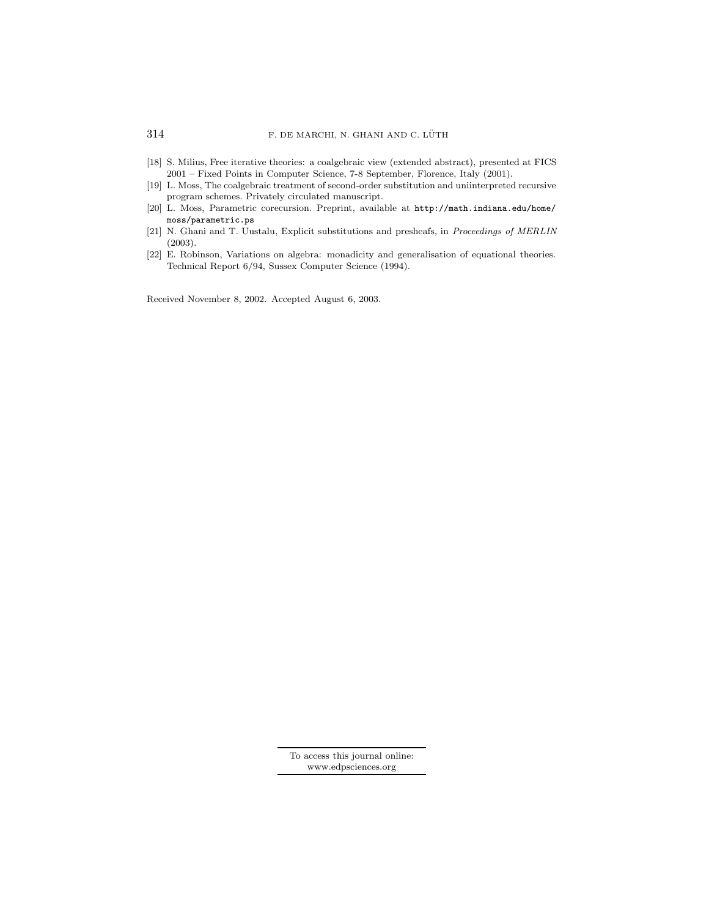[18] S. Milius, Free iterative theories: a coalgebraic view (extended abstract), presented at FICS 2001 – Fixed Points in Computer Science, 7-8 September, Florence, Italy (2001).

[19] L. Moss, The coalgebraic treatment of second-order substitution and uniinterpreted recursive program schemes. Privately circulated manuscript.

[20] L. Moss, Parametric corecursion. Preprint, available at `http://math.indiana.edu/home/moss/parametric.ps`

[21] N. Ghani and T. Uustalu, Explicit substitutions and presheafs, in *Proceedings of MERLIN* (2003).

[22] E. Robinson, Variations on algebra: monadicity and generalisation of equational theories. Technical Report 6/94, Sussex Computer Science (1994).

Received November 8, 2002. Accepted August 6, 2003.

To access this journal online:
www.edpsciences.org